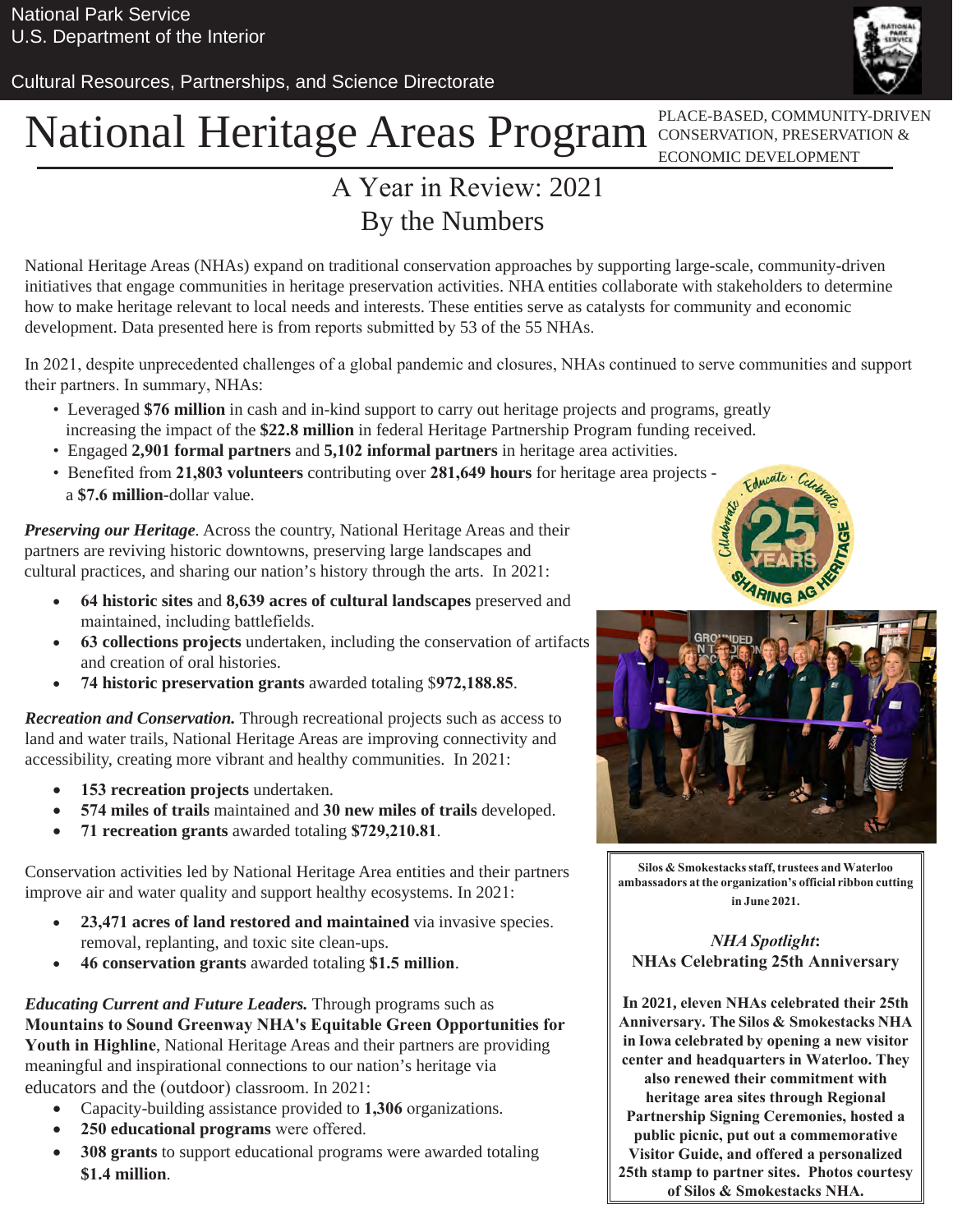National Park Service
U.S. Department of the Interior

Cultural Resources, Partnerships, and Science Directorate

# National Heritage Areas Program

PLACE-BASED, COMMUNITY-DRIVEN CONSERVATION, PRESERVATION & ECONOMIC DEVELOPMENT

## A Year in Review: 2021
## By the Numbers

National Heritage Areas (NHAs) expand on traditional conservation approaches by supporting large-scale, community-driven initiatives that engage communities in heritage preservation activities. NHA entities collaborate with stakeholders to determine how to make heritage relevant to local needs and interests. These entities serve as catalysts for community and economic development. Data presented here is from reports submitted by 53 of the 55 NHAs.

In 2021, despite unprecedented challenges of a global pandemic and closures, NHAs continued to serve communities and support their partners. In summary, NHAs:

- Leveraged **$76 million** in cash and in-kind support to carry out heritage projects and programs, greatly increasing the impact of the **$22.8 million** in federal Heritage Partnership Program funding received.
- Engaged **2,901 formal partners** and **5,102 informal partners** in heritage area activities.
- Benefited from **21,803 volunteers** contributing over **281,649 hours** for heritage area projects - a **$7.6 million**-dollar value.

***Preserving our Heritage***. Across the country, National Heritage Areas and their partners are reviving historic downtowns, preserving large landscapes and cultural practices, and sharing our nation's history through the arts. In 2021:

- **64 historic sites** and **8,639 acres of cultural landscapes** preserved and maintained, including battlefields.
- **63 collections projects** undertaken, including the conservation of artifacts and creation of oral histories.
- **74 historic preservation grants** awarded totaling $**972,188.85**.

***Recreation and Conservation.*** Through recreational projects such as access to land and water trails, National Heritage Areas are improving connectivity and accessibility, creating more vibrant and healthy communities. In 2021:

- **153 recreation projects** undertaken.
- **574 miles of trails** maintained and **30 new miles of trails** developed.
- **71 recreation grants** awarded totaling **$729,210.81**.

Conservation activities led by National Heritage Area entities and their partners improve air and water quality and support healthy ecosystems. In 2021:

- **23,471 acres of land restored and maintained** via invasive species. removal, replanting, and toxic site clean-ups.
- **46 conservation grants** awarded totaling **$1.5 million**.

***Educating Current and Future Leaders.*** Through programs such as **Mountains to Sound Greenway NHA's Equitable Green Opportunities for Youth in Highline**, National Heritage Areas and their partners are providing meaningful and inspirational connections to our nation's heritage via educators and the (outdoor) classroom. In 2021:

- Capacity-building assistance provided to **1,306** organizations.
- **250 educational programs** were offered.
- **308 grants** to support educational programs were awarded totaling **$1.4 million**.

**Silos & Smokestacks staff, trustees and Waterloo ambassadors at the organization's official ribbon cutting in June 2021.**

***NHA Spotlight*: NHAs Celebrating 25th Anniversary**

**In 2021, eleven NHAs celebrated their 25th Anniversary. The Silos & Smokestacks NHA in Iowa celebrated by opening a new visitor center and headquarters in Waterloo. They also renewed their commitment with heritage area sites through Regional Partnership Signing Ceremonies, hosted a public picnic, put out a commemorative Visitor Guide, and offered a personalized 25th stamp to partner sites. Photos courtesy of Silos & Smokestacks NHA.**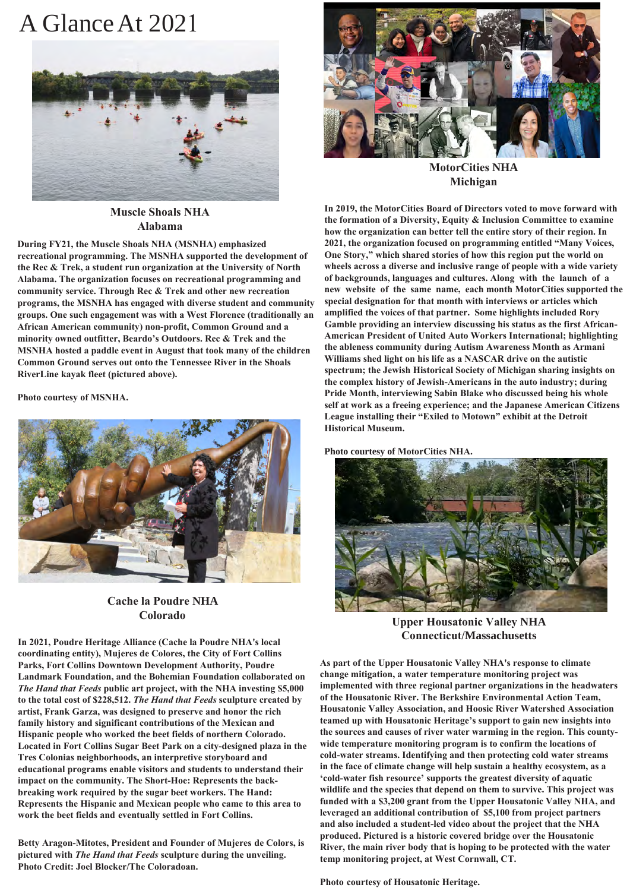# A Glance At 2021

## Muscle Shoals NHA
## Alabama

**During FY21, the Muscle Shoals NHA (MSNHA) emphasized recreational programming. The MSNHA supported the development of the Rec & Trek, a student run organization at the University of North Alabama. The organization focuses on recreational programming and community service. Through Rec & Trek and other new recreation programs, the MSNHA has engaged with diverse student and community groups. One such engagement was with a West Florence (traditionally an African American community) non-profit, Common Ground and a minority owned outfitter, Beardo's Outdoors. Rec & Trek and the MSNHA hosted a paddle event in August that took many of the children Common Ground serves out onto the Tennessee River in the Shoals RiverLine kayak fleet (pictured above).**

**Photo courtesy of MSNHA.**

## Cache la Poudre NHA
## Colorado

**In 2021, Poudre Heritage Alliance (Cache la Poudre NHA's local coordinating entity), Mujeres de Colores, the City of Fort Collins Parks, Fort Collins Downtown Development Authority, Poudre Landmark Foundation, and the Bohemian Foundation collaborated on *The Hand that Feeds* public art project, with the NHA investing $5,000 to the total cost of $228,512. *The Hand that Feeds* sculpture created by artist, Frank Garza, was designed to preserve and honor the rich family history and significant contributions of the Mexican and Hispanic people who worked the beet fields of northern Colorado. Located in Fort Collins Sugar Beet Park on a city-designed plaza in the Tres Colonias neighborhoods, an interpretive storyboard and educational programs enable visitors and students to understand their impact on the community. The Short-Hoe: Represents the back-breaking work required by the sugar beet workers. The Hand: Represents the Hispanic and Mexican people who came to this area to work the beet fields and eventually settled in Fort Collins.**

**Betty Aragon-Mitotes, President and Founder of Mujeres de Colors, is pictured with *The Hand that Feeds* sculpture during the unveiling. Photo Credit: Joel Blocker/The Coloradoan.**

## MotorCities NHA
## Michigan

**In 2019, the MotorCities Board of Directors voted to move forward with the formation of a Diversity, Equity & Inclusion Committee to examine how the organization can better tell the entire story of their region. In 2021, the organization focused on programming entitled "Many Voices, One Story," which shared stories of how this region put the world on wheels across a diverse and inclusive range of people with a wide variety of backgrounds, languages and cultures. Along with the launch of a new website of the same name, each month MotorCities supported the special designation for that month with interviews or articles which amplified the voices of that partner. Some highlights included Rory Gamble providing an interview discussing his status as the first African-American President of United Auto Workers International; highlighting the ableness community during Autism Awareness Month as Armani Williams shed light on his life as a NASCAR drive on the autistic spectrum; the Jewish Historical Society of Michigan sharing insights on the complex history of Jewish-Americans in the auto industry; during Pride Month, interviewing Sabin Blake who discussed being his whole self at work as a freeing experience; and the Japanese American Citizens League installing their "Exiled to Motown" exhibit at the Detroit Historical Museum.**

**Photo courtesy of MotorCities NHA.**

## Upper Housatonic Valley NHA
## Connecticut/Massachusetts

**As part of the Upper Housatonic Valley NHA's response to climate change mitigation, a water temperature monitoring project was implemented with three regional partner organizations in the headwaters of the Housatonic River. The Berkshire Environmental Action Team, Housatonic Valley Association, and Hoosic River Watershed Association teamed up with Housatonic Heritage's support to gain new insights into the sources and causes of river water warming in the region. This county-wide temperature monitoring program is to confirm the locations of cold-water streams. Identifying and then protecting cold water streams in the face of climate change will help sustain a healthy ecosystem, as a 'cold-water fish resource' supports the greatest diversity of aquatic wildlife and the species that depend on them to survive. This project was funded with a $3,200 grant from the Upper Housatonic Valley NHA, and leveraged an additional contribution of $5,100 from project partners and also included a student-led video about the project that the NHA produced. Pictured is a historic covered bridge over the Housatonic River, the main river body that is hoping to be protected with the water temp monitoring project, at West Cornwall, CT.**

**Photo courtesy of Housatonic Heritage.**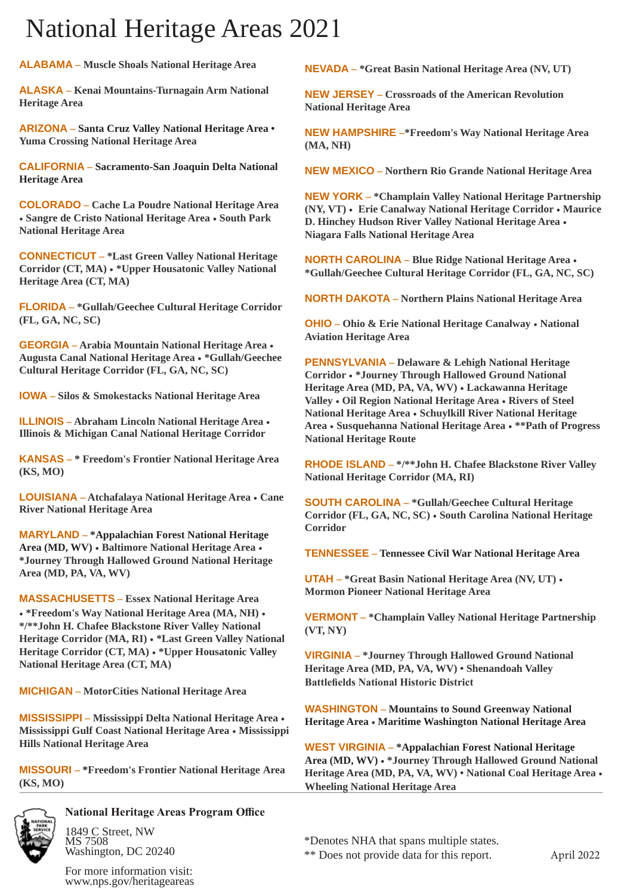# National Heritage Areas 2021

**ALABAMA** – **Muscle Shoals National Heritage Area**

**ALASKA** – **Kenai Mountains-Turnagain Arm National Heritage Area**

**ARIZONA** – **Santa Cruz Valley National Heritage Area • Yuma Crossing National Heritage Area**

**CALIFORNIA** – **Sacramento-San Joaquin Delta National Heritage Area**

**COLORADO** – **Cache La Poudre National Heritage Area • Sangre de Cristo National Heritage Area • South Park National Heritage Area**

**CONNECTICUT** – **\*Last Green Valley National Heritage Corridor (CT, MA) • \*Upper Housatonic Valley National Heritage Area (CT, MA)**

**FLORIDA** – **\*Gullah/Geechee Cultural Heritage Corridor (FL, GA, NC, SC)**

**GEORGIA** – **Arabia Mountain National Heritage Area • Augusta Canal National Heritage Area • \*Gullah/Geechee Cultural Heritage Corridor (FL, GA, NC, SC)**

**IOWA** – **Silos & Smokestacks National Heritage Area**

**ILLINOIS** – **Abraham Lincoln National Heritage Area • Illinois & Michigan Canal National Heritage Corridor**

**KANSAS** – **\* Freedom's Frontier National Heritage Area (KS, MO)**

**LOUISIANA** – **Atchafalaya National Heritage Area • Cane River National Heritage Area**

**MARYLAND** – **\*Appalachian Forest National Heritage Area (MD, WV) • Baltimore National Heritage Area • \*Journey Through Hallowed Ground National Heritage Area (MD, PA, VA, WV)**

**MASSACHUSETTS** – **Essex National Heritage Area • \*Freedom's Way National Heritage Area (MA, NH) • \*/\*\*John H. Chafee Blackstone River Valley National Heritage Corridor (MA, RI) • \*Last Green Valley National Heritage Corridor (CT, MA) • \*Upper Housatonic Valley National Heritage Area (CT, MA)**

**MICHIGAN** – **MotorCities National Heritage Area**

**MISSISSIPPI** – **Mississippi Delta National Heritage Area • Mississippi Gulf Coast National Heritage Area • Mississippi Hills National Heritage Area**

**MISSOURI** – **\*Freedom's Frontier National Heritage Area (KS, MO)**

**NEVADA** – **\*Great Basin National Heritage Area (NV, UT)**

**NEW JERSEY** – **Crossroads of the American Revolution National Heritage Area**

**NEW HAMPSHIRE** – **\*Freedom's Way National Heritage Area (MA, NH)**

**NEW MEXICO** – **Northern Rio Grande National Heritage Area**

**NEW YORK** – **\*Champlain Valley National Heritage Partnership (NY, VT) • Erie Canalway National Heritage Corridor • Maurice D. Hinchey Hudson River Valley National Heritage Area • Niagara Falls National Heritage Area**

**NORTH CAROLINA** – **Blue Ridge National Heritage Area • \*Gullah/Geechee Cultural Heritage Corridor (FL, GA, NC, SC)**

**NORTH DAKOTA** – **Northern Plains National Heritage Area**

**OHIO** – **Ohio & Erie National Heritage Canalway • National Aviation Heritage Area**

**PENNSYLVANIA** – **Delaware & Lehigh National Heritage Corridor • \*Journey Through Hallowed Ground National Heritage Area (MD, PA, VA, WV) • Lackawanna Heritage Valley • Oil Region National Heritage Area • Rivers of Steel National Heritage Area • Schuylkill River National Heritage Area • Susquehanna National Heritage Area • \*\*Path of Progress National Heritage Route**

**RHODE ISLAND** – **\*/\*\*John H. Chafee Blackstone River Valley National Heritage Corridor (MA, RI)**

**SOUTH CAROLINA** – **\*Gullah/Geechee Cultural Heritage Corridor (FL, GA, NC, SC) • South Carolina National Heritage Corridor**

**TENNESSEE** – **Tennessee Civil War National Heritage Area**

**UTAH** – **\*Great Basin National Heritage Area (NV, UT) • Mormon Pioneer National Heritage Area**

**VERMONT** – **\*Champlain Valley National Heritage Partnership (VT, NY)**

**VIRGINIA** – **\*Journey Through Hallowed Ground National Heritage Area (MD, PA, VA, WV) • Shenandoah Valley Battlefields National Historic District**

**WASHINGTON** – **Mountains to Sound Greenway National Heritage Area • Maritime Washington National Heritage Area**

**WEST VIRGINIA** – **\*Appalachian Forest National Heritage Area (MD, WV) • \*Journey Through Hallowed Ground National Heritage Area (MD, PA, VA, WV) • National Coal Heritage Area • Wheeling National Heritage Area**

**National Heritage Areas Program Office**

1849 C Street, NW
MS 7508
Washington, DC 20240

For more information visit:
www.nps.gov/heritageareas

\*Denotes NHA that spans multiple states.
\*\* Does not provide data for this report.

April 2022